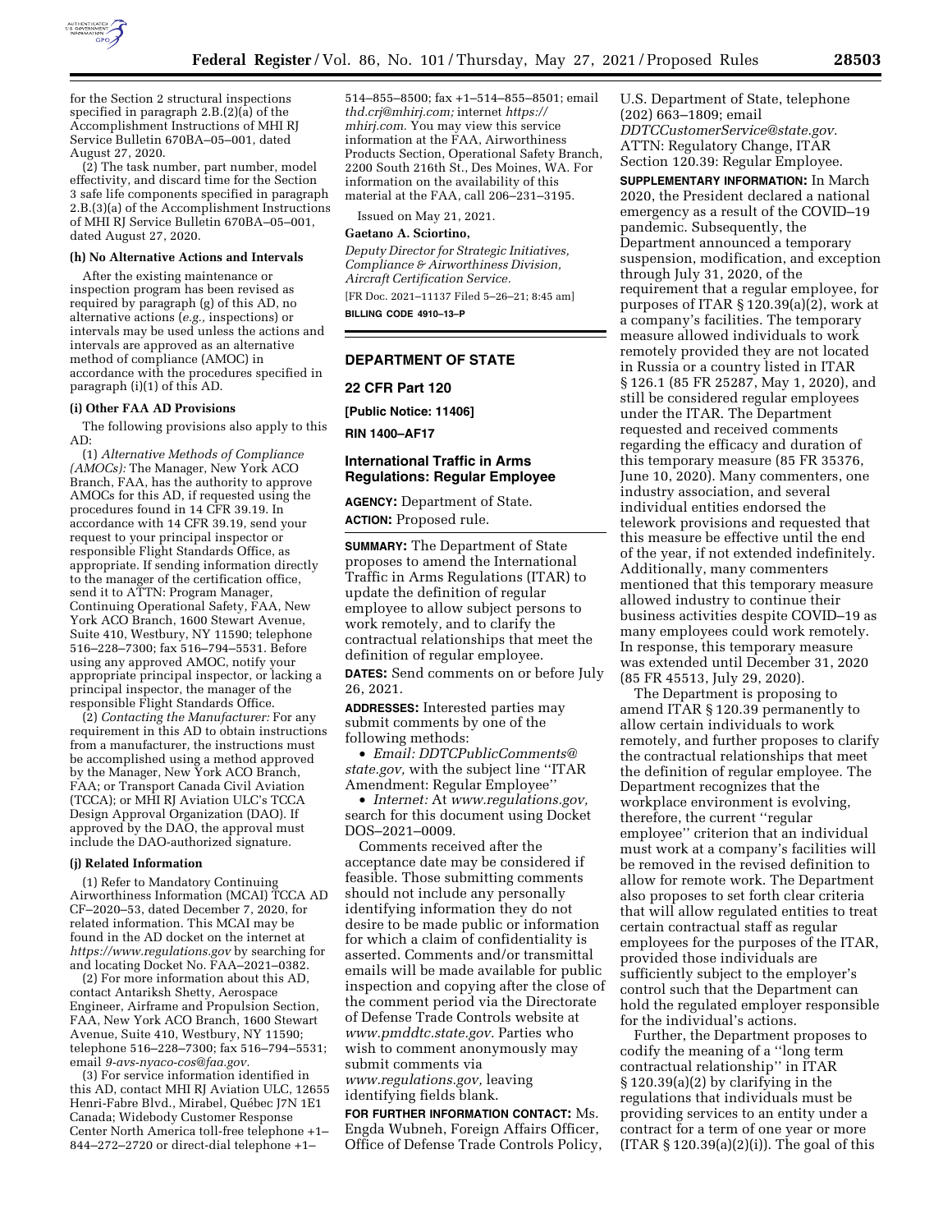for the Section 2 structural inspections specified in paragraph 2.B.(2)(a) of the Accomplishment Instructions of MHI RJ Service Bulletin 670BA–05–001, dated August 27, 2020.

(2) The task number, part number, model effectivity, and discard time for the Section 3 safe life components specified in paragraph 2.B.(3)(a) of the Accomplishment Instructions of MHI RJ Service Bulletin 670BA–05–001, dated August 27, 2020.

#### (h) No Alternative Actions and Intervals

After the existing maintenance or inspection program has been revised as required by paragraph (g) of this AD, no alternative actions (*e.g.,* inspections) or intervals may be used unless the actions and intervals are approved as an alternative method of compliance (AMOC) in accordance with the procedures specified in paragraph (i)(1) of this AD.

#### (i) Other FAA AD Provisions

The following provisions also apply to this AD:

(1) *Alternative Methods of Compliance (AMOCs):* The Manager, New York ACO Branch, FAA, has the authority to approve AMOCs for this AD, if requested using the procedures found in 14 CFR 39.19. In accordance with 14 CFR 39.19, send your request to your principal inspector or responsible Flight Standards Office, as appropriate. If sending information directly to the manager of the certification office, send it to ATTN: Program Manager, Continuing Operational Safety, FAA, New York ACO Branch, 1600 Stewart Avenue, Suite 410, Westbury, NY 11590; telephone 516–228–7300; fax 516–794–5531. Before using any approved AMOC, notify your appropriate principal inspector, or lacking a principal inspector, the manager of the responsible Flight Standards Office.

(2) *Contacting the Manufacturer:* For any requirement in this AD to obtain instructions from a manufacturer, the instructions must be accomplished using a method approved by the Manager, New York ACO Branch, FAA; or Transport Canada Civil Aviation (TCCA); or MHI RJ Aviation ULC's TCCA Design Approval Organization (DAO). If approved by the DAO, the approval must include the DAO-authorized signature.

#### (j) Related Information

(1) Refer to Mandatory Continuing Airworthiness Information (MCAI) TCCA AD CF–2020–53, dated December 7, 2020, for related information. This MCAI may be found in the AD docket on the internet at *https://www.regulations.gov* by searching for and locating Docket No. FAA–2021–0382.

(2) For more information about this AD, contact Antariksh Shetty, Aerospace Engineer, Airframe and Propulsion Section, FAA, New York ACO Branch, 1600 Stewart Avenue, Suite 410, Westbury, NY 11590; telephone 516–228–7300; fax 516–794–5531; email *9-avs-nyaco-cos@faa.gov.*

(3) For service information identified in this AD, contact MHI RJ Aviation ULC, 12655 Henri-Fabre Blvd., Mirabel, Québec J7N 1E1 Canada; Widebody Customer Response Center North America toll-free telephone +1–844–272–2720 or direct-dial telephone +1–514–855–8500; fax +1–514–855–8501; email *thd.crj@mhirj.com;* internet *https://mhirj.com.* You may view this service information at the FAA, Airworthiness Products Section, Operational Safety Branch, 2200 South 216th St., Des Moines, WA. For information on the availability of this material at the FAA, call 206–231–3195.

Issued on May 21, 2021.

**Gaetano A. Sciortino,**

*Deputy Director for Strategic Initiatives, Compliance & Airworthiness Division, Aircraft Certification Service.*

[FR Doc. 2021–11137 Filed 5–26–21; 8:45 am]

**BILLING CODE 4910–13–P**

---

## DEPARTMENT OF STATE

### 22 CFR Part 120

**[Public Notice: 11406]**

**RIN 1400–AF17**

### International Traffic in Arms Regulations: Regular Employee

**AGENCY:** Department of State.

**ACTION:** Proposed rule.

**SUMMARY:** The Department of State proposes to amend the International Traffic in Arms Regulations (ITAR) to update the definition of regular employee to allow subject persons to work remotely, and to clarify the contractual relationships that meet the definition of regular employee.

**DATES:** Send comments on or before July 26, 2021.

**ADDRESSES:** Interested parties may submit comments by one of the following methods:

- *Email: DDTCPublicComments@state.gov,* with the subject line ''ITAR Amendment: Regular Employee''
- *Internet:* At *www.regulations.gov,* search for this document using Docket DOS–2021–0009.

Comments received after the acceptance date may be considered if feasible. Those submitting comments should not include any personally identifying information they do not desire to be made public or information for which a claim of confidentiality is asserted. Comments and/or transmittal emails will be made available for public inspection and copying after the close of the comment period via the Directorate of Defense Trade Controls website at *www.pmddtc.state.gov.* Parties who wish to comment anonymously may submit comments via *www.regulations.gov,* leaving identifying fields blank.

**FOR FURTHER INFORMATION CONTACT:** Ms. Engda Wubneh, Foreign Affairs Officer, Office of Defense Trade Controls Policy, U.S. Department of State, telephone (202) 663–1809; email *DDTCCustomerService@state.gov.* ATTN: Regulatory Change, ITAR Section 120.39: Regular Employee.

**SUPPLEMENTARY INFORMATION:** In March 2020, the President declared a national emergency as a result of the COVID–19 pandemic. Subsequently, the Department announced a temporary suspension, modification, and exception through July 31, 2020, of the requirement that a regular employee, for purposes of ITAR § 120.39(a)(2), work at a company's facilities. The temporary measure allowed individuals to work remotely provided they are not located in Russia or a country listed in ITAR § 126.1 (85 FR 25287, May 1, 2020), and still be considered regular employees under the ITAR. The Department requested and received comments regarding the efficacy and duration of this temporary measure (85 FR 35376, June 10, 2020). Many commenters, one industry association, and several individual entities endorsed the telework provisions and requested that this measure be effective until the end of the year, if not extended indefinitely. Additionally, many commenters mentioned that this temporary measure allowed industry to continue their business activities despite COVID–19 as many employees could work remotely. In response, this temporary measure was extended until December 31, 2020 (85 FR 45513, July 29, 2020).

The Department is proposing to amend ITAR § 120.39 permanently to allow certain individuals to work remotely, and further proposes to clarify the contractual relationships that meet the definition of regular employee. The Department recognizes that the workplace environment is evolving, therefore, the current ''regular employee'' criterion that an individual must work at a company's facilities will be removed in the revised definition to allow for remote work. The Department also proposes to set forth clear criteria that will allow regulated entities to treat certain contractual staff as regular employees for the purposes of the ITAR, provided those individuals are sufficiently subject to the employer's control such that the Department can hold the regulated employer responsible for the individual's actions.

Further, the Department proposes to codify the meaning of a ''long term contractual relationship'' in ITAR § 120.39(a)(2) by clarifying in the regulations that individuals must be providing services to an entity under a contract for a term of one year or more (ITAR § 120.39(a)(2)(i)). The goal of this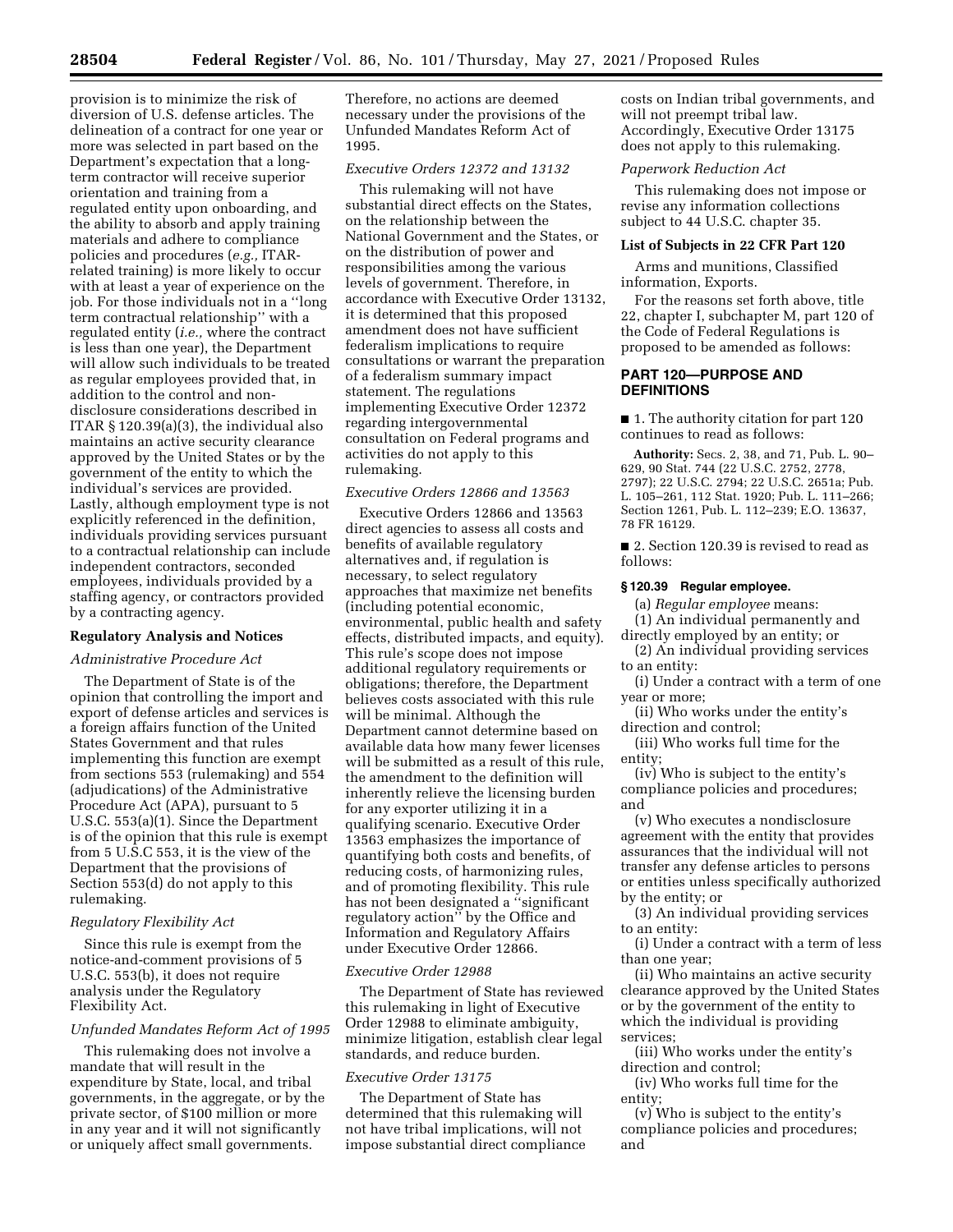provision is to minimize the risk of diversion of U.S. defense articles. The delineation of a contract for one year or more was selected in part based on the Department's expectation that a long-term contractor will receive superior orientation and training from a regulated entity upon onboarding, and the ability to absorb and apply training materials and adhere to compliance policies and procedures (*e.g.,* ITAR-related training) is more likely to occur with at least a year of experience on the job. For those individuals not in a "long term contractual relationship" with a regulated entity (*i.e.,* where the contract is less than one year), the Department will allow such individuals to be treated as regular employees provided that, in addition to the control and non-disclosure considerations described in ITAR § 120.39(a)(3), the individual also maintains an active security clearance approved by the United States or by the government of the entity to which the individual's services are provided. Lastly, although employment type is not explicitly referenced in the definition, individuals providing services pursuant to a contractual relationship can include independent contractors, seconded employees, individuals provided by a staffing agency, or contractors provided by a contracting agency.

## Regulatory Analysis and Notices

### *Administrative Procedure Act*

The Department of State is of the opinion that controlling the import and export of defense articles and services is a foreign affairs function of the United States Government and that rules implementing this function are exempt from sections 553 (rulemaking) and 554 (adjudications) of the Administrative Procedure Act (APA), pursuant to 5 U.S.C. 553(a)(1). Since the Department is of the opinion that this rule is exempt from 5 U.S.C 553, it is the view of the Department that the provisions of Section 553(d) do not apply to this rulemaking.

### *Regulatory Flexibility Act*

Since this rule is exempt from the notice-and-comment provisions of 5 U.S.C. 553(b), it does not require analysis under the Regulatory Flexibility Act.

### *Unfunded Mandates Reform Act of 1995*

This rulemaking does not involve a mandate that will result in the expenditure by State, local, and tribal governments, in the aggregate, or by the private sector, of $100 million or more in any year and it will not significantly or uniquely affect small governments. Therefore, no actions are deemed necessary under the provisions of the Unfunded Mandates Reform Act of 1995.

### *Executive Orders 12372 and 13132*

This rulemaking will not have substantial direct effects on the States, on the relationship between the National Government and the States, or on the distribution of power and responsibilities among the various levels of government. Therefore, in accordance with Executive Order 13132, it is determined that this proposed amendment does not have sufficient federalism implications to require consultations or warrant the preparation of a federalism summary impact statement. The regulations implementing Executive Order 12372 regarding intergovernmental consultation on Federal programs and activities do not apply to this rulemaking.

### *Executive Orders 12866 and 13563*

Executive Orders 12866 and 13563 direct agencies to assess all costs and benefits of available regulatory alternatives and, if regulation is necessary, to select regulatory approaches that maximize net benefits (including potential economic, environmental, public health and safety effects, distributed impacts, and equity). This rule's scope does not impose additional regulatory requirements or obligations; therefore, the Department believes costs associated with this rule will be minimal. Although the Department cannot determine based on available data how many fewer licenses will be submitted as a result of this rule, the amendment to the definition will inherently relieve the licensing burden for any exporter utilizing it in a qualifying scenario. Executive Order 13563 emphasizes the importance of quantifying both costs and benefits, of reducing costs, of harmonizing rules, and of promoting flexibility. This rule has not been designated a "significant regulatory action" by the Office and Information and Regulatory Affairs under Executive Order 12866.

### *Executive Order 12988*

The Department of State has reviewed this rulemaking in light of Executive Order 12988 to eliminate ambiguity, minimize litigation, establish clear legal standards, and reduce burden.

### *Executive Order 13175*

The Department of State has determined that this rulemaking will not have tribal implications, will not impose substantial direct compliance costs on Indian tribal governments, and will not preempt tribal law. Accordingly, Executive Order 13175 does not apply to this rulemaking.

### *Paperwork Reduction Act*

This rulemaking does not impose or revise any information collections subject to 44 U.S.C. chapter 35.

## List of Subjects in 22 CFR Part 120

Arms and munitions, Classified information, Exports.

For the reasons set forth above, title 22, chapter I, subchapter M, part 120 of the Code of Federal Regulations is proposed to be amended as follows:

## PART 120—PURPOSE AND DEFINITIONS

■ 1. The authority citation for part 120 continues to read as follows:

**Authority:** Secs. 2, 38, and 71, Pub. L. 90–629, 90 Stat. 744 (22 U.S.C. 2752, 2778, 2797); 22 U.S.C. 2794; 22 U.S.C. 2651a; Pub. L. 105–261, 112 Stat. 1920; Pub. L. 111–266; Section 1261, Pub. L. 112–239; E.O. 13637, 78 FR 16129.

■ 2. Section 120.39 is revised to read as follows:

### § 120.39 Regular employee.

(a) *Regular employee* means:

(1) An individual permanently and directly employed by an entity; or

(2) An individual providing services to an entity:

(i) Under a contract with a term of one year or more;

(ii) Who works under the entity's direction and control;

(iii) Who works full time for the entity;

(iv) Who is subject to the entity's compliance policies and procedures; and

(v) Who executes a nondisclosure agreement with the entity that provides assurances that the individual will not transfer any defense articles to persons or entities unless specifically authorized by the entity; or

(3) An individual providing services to an entity:

(i) Under a contract with a term of less than one year;

(ii) Who maintains an active security clearance approved by the United States or by the government of the entity to which the individual is providing services;

(iii) Who works under the entity's direction and control;

(iv) Who works full time for the entity;

(v) Who is subject to the entity's compliance policies and procedures; and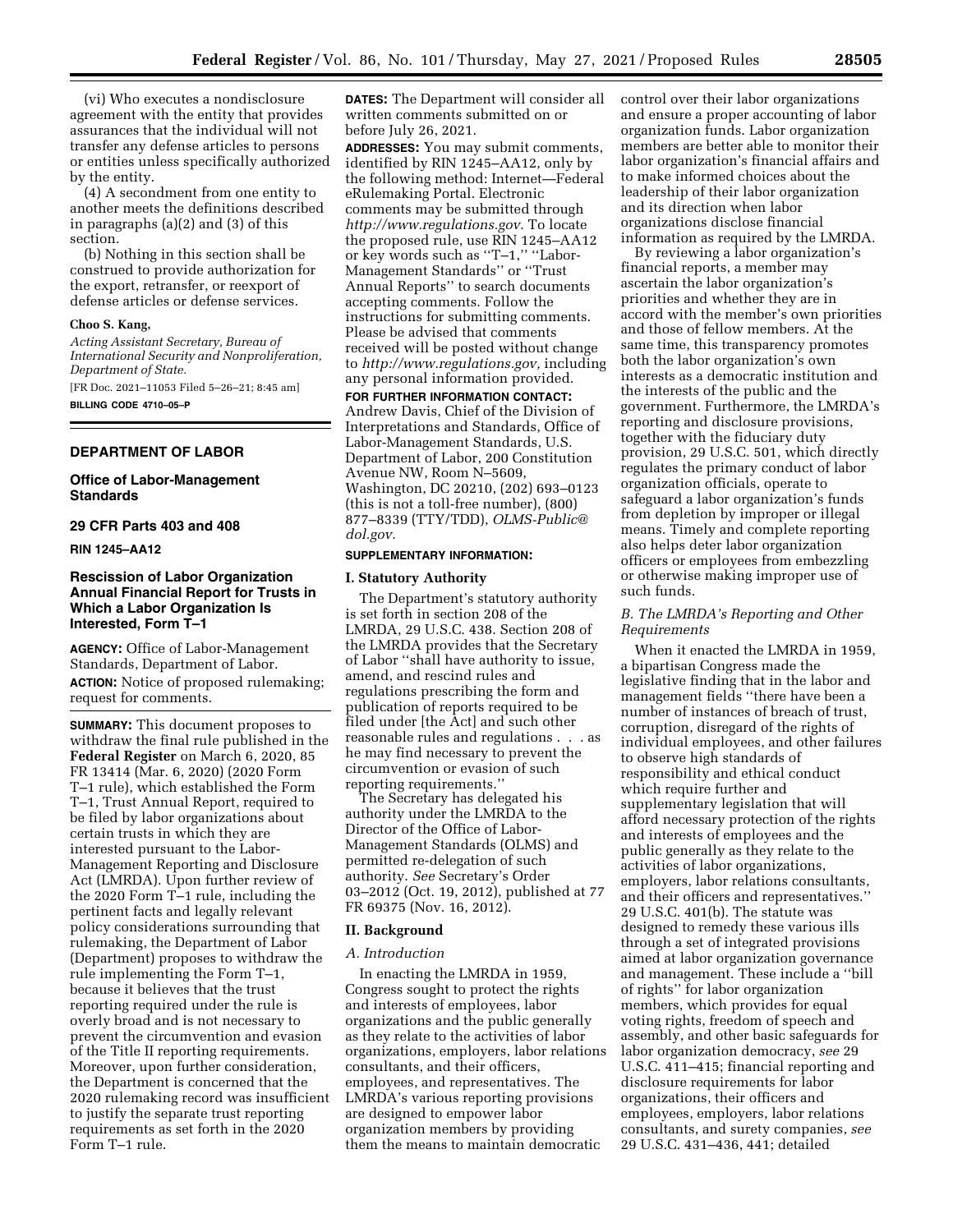(vi) Who executes a nondisclosure agreement with the entity that provides assurances that the individual will not transfer any defense articles to persons or entities unless specifically authorized by the entity.

(4) A secondment from one entity to another meets the definitions described in paragraphs (a)(2) and (3) of this section.

(b) Nothing in this section shall be construed to provide authorization for the export, retransfer, or reexport of defense articles or defense services.

**Choo S. Kang,**

*Acting Assistant Secretary, Bureau of International Security and Nonproliferation, Department of State.*

[FR Doc. 2021–11053 Filed 5–26–21; 8:45 am]

**BILLING CODE 4710–05–P**

---

## DEPARTMENT OF LABOR

### Office of Labor-Management Standards

### 29 CFR Parts 403 and 408

**RIN 1245–AA12**

### Rescission of Labor Organization Annual Financial Report for Trusts in Which a Labor Organization Is Interested, Form T–1

**AGENCY:** Office of Labor-Management Standards, Department of Labor.

**ACTION:** Notice of proposed rulemaking; request for comments.

**SUMMARY:** This document proposes to withdraw the final rule published in the **Federal Register** on March 6, 2020, 85 FR 13414 (Mar. 6, 2020) (2020 Form T–1 rule), which established the Form T–1, Trust Annual Report, required to be filed by labor organizations about certain trusts in which they are interested pursuant to the Labor-Management Reporting and Disclosure Act (LMRDA). Upon further review of the 2020 Form T–1 rule, including the pertinent facts and legally relevant policy considerations surrounding that rulemaking, the Department of Labor (Department) proposes to withdraw the rule implementing the Form T–1, because it believes that the trust reporting required under the rule is overly broad and is not necessary to prevent the circumvention and evasion of the Title II reporting requirements. Moreover, upon further consideration, the Department is concerned that the 2020 rulemaking record was insufficient to justify the separate trust reporting requirements as set forth in the 2020 Form T–1 rule.

**DATES:** The Department will consider all written comments submitted on or before July 26, 2021.

**ADDRESSES:** You may submit comments, identified by RIN 1245–AA12, only by the following method: Internet—Federal eRulemaking Portal. Electronic comments may be submitted through *http://www.regulations.gov*. To locate the proposed rule, use RIN 1245–AA12 or key words such as "T–1," "Labor-Management Standards" or "Trust Annual Reports" to search documents accepting comments. Follow the instructions for submitting comments. Please be advised that comments received will be posted without change to *http://www.regulations.gov,* including any personal information provided.

**FOR FURTHER INFORMATION CONTACT:** Andrew Davis, Chief of the Division of Interpretations and Standards, Office of Labor-Management Standards, U.S. Department of Labor, 200 Constitution Avenue NW, Room N–5609, Washington, DC 20210, (202) 693–0123 (this is not a toll-free number), (800) 877–8339 (TTY/TDD), *OLMS-Public@dol.gov*.

**SUPPLEMENTARY INFORMATION:**

#### I. Statutory Authority

The Department's statutory authority is set forth in section 208 of the LMRDA, 29 U.S.C. 438. Section 208 of the LMRDA provides that the Secretary of Labor "shall have authority to issue, amend, and rescind rules and regulations prescribing the form and publication of reports required to be filed under [the Act] and such other reasonable rules and regulations . . . as he may find necessary to prevent the circumvention or evasion of such reporting requirements."

The Secretary has delegated his authority under the LMRDA to the Director of the Office of Labor-Management Standards (OLMS) and permitted re-delegation of such authority. *See* Secretary's Order 03–2012 (Oct. 19, 2012), published at 77 FR 69375 (Nov. 16, 2012).

#### II. Background

##### *A. Introduction*

In enacting the LMRDA in 1959, Congress sought to protect the rights and interests of employees, labor organizations and the public generally as they relate to the activities of labor organizations, employers, labor relations consultants, and their officers, employees, and representatives. The LMRDA's various reporting provisions are designed to empower labor organization members by providing them the means to maintain democratic control over their labor organizations and ensure a proper accounting of labor organization funds. Labor organization members are better able to monitor their labor organization's financial affairs and to make informed choices about the leadership of their labor organization and its direction when labor organizations disclose financial information as required by the LMRDA.

By reviewing a labor organization's financial reports, a member may ascertain the labor organization's priorities and whether they are in accord with the member's own priorities and those of fellow members. At the same time, this transparency promotes both the labor organization's own interests as a democratic institution and the interests of the public and the government. Furthermore, the LMRDA's reporting and disclosure provisions, together with the fiduciary duty provision, 29 U.S.C. 501, which directly regulates the primary conduct of labor organization officials, operate to safeguard a labor organization's funds from depletion by improper or illegal means. Timely and complete reporting also helps deter labor organization officers or employees from embezzling or otherwise making improper use of such funds.

##### *B. The LMRDA's Reporting and Other Requirements*

When it enacted the LMRDA in 1959, a bipartisan Congress made the legislative finding that in the labor and management fields "there have been a number of instances of breach of trust, corruption, disregard of the rights of individual employees, and other failures to observe high standards of responsibility and ethical conduct which require further and supplementary legislation that will afford necessary protection of the rights and interests of employees and the public generally as they relate to the activities of labor organizations, employers, labor relations consultants, and their officers and representatives." 29 U.S.C. 401(b). The statute was designed to remedy these various ills through a set of integrated provisions aimed at labor organization governance and management. These include a "bill of rights" for labor organization members, which provides for equal voting rights, freedom of speech and assembly, and other basic safeguards for labor organization democracy, *see* 29 U.S.C. 411–415; financial reporting and disclosure requirements for labor organizations, their officers and employees, employers, labor relations consultants, and surety companies, *see* 29 U.S.C. 431–436, 441; detailed